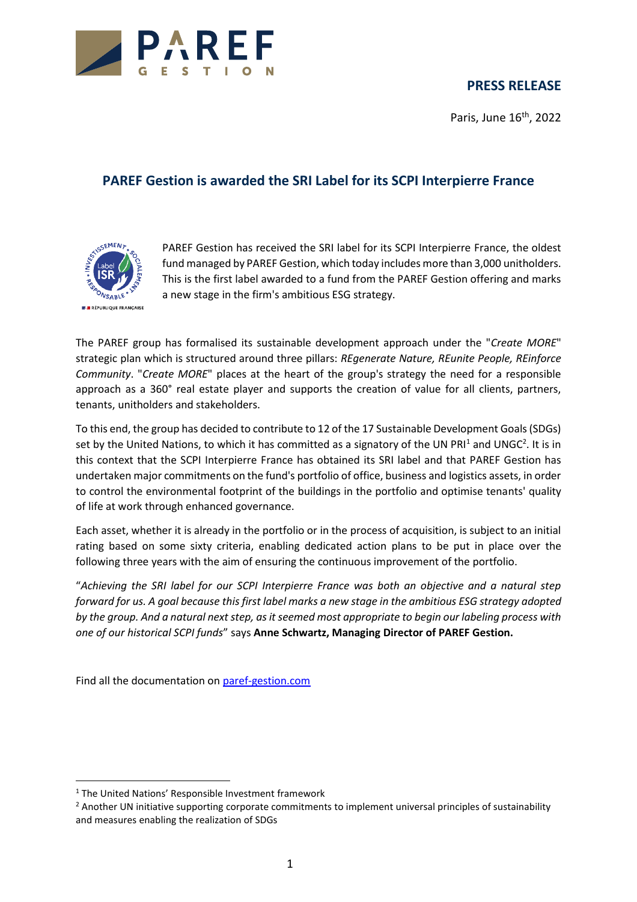**PRESS RELEASE**

Paris, June 16th, 2022

## PAREF Gestion is awarded the SRI Label for its SCPI Interpierre France

PAREF Gestion has received the SRI label for its SCPI Interpierre France, the oldest fund managed by PAREF Gestion, which today includes more than 3,000 unitholders. This is the first label awarded to a fund from the PAREF Gestion offering and marks a new stage in the firm's ambitious ESG strategy.

The PAREF group has formalised its sustainable development approach under the "*Create MORE*" strategic plan which is structured around three pillars: *REgenerate Nature, REunite People, REinforce Community*. "*Create MORE*" places at the heart of the group's strategy the need for a responsible approach as a 360° real estate player and supports the creation of value for all clients, partners, tenants, unitholders and stakeholders.

To this end, the group has decided to contribute to 12 of the 17 Sustainable Development Goals (SDGs) set by the United Nations, to which it has committed as a signatory of the UN PRI[1] and UNGC[2]. It is in this context that the SCPI Interpierre France has obtained its SRI label and that PAREF Gestion has undertaken major commitments on the fund's portfolio of office, business and logistics assets, in order to control the environmental footprint of the buildings in the portfolio and optimise tenants' quality of life at work through enhanced governance.

Each asset, whether it is already in the portfolio or in the process of acquisition, is subject to an initial rating based on some sixty criteria, enabling dedicated action plans to be put in place over the following three years with the aim of ensuring the continuous improvement of the portfolio.

"*Achieving the SRI label for our SCPI Interpierre France was both an objective and a natural step forward for us. A goal because this first label marks a new stage in the ambitious ESG strategy adopted by the group. And a natural next step, as it seemed most appropriate to begin our labeling process with one of our historical SCPI funds*" says **Anne Schwartz, Managing Director of PAREF Gestion.**

Find all the documentation on [paref-gestion.com](paref-gestion.com)

---

[1] The United Nations' Responsible Investment framework

[2] Another UN initiative supporting corporate commitments to implement universal principles of sustainability and measures enabling the realization of SDGs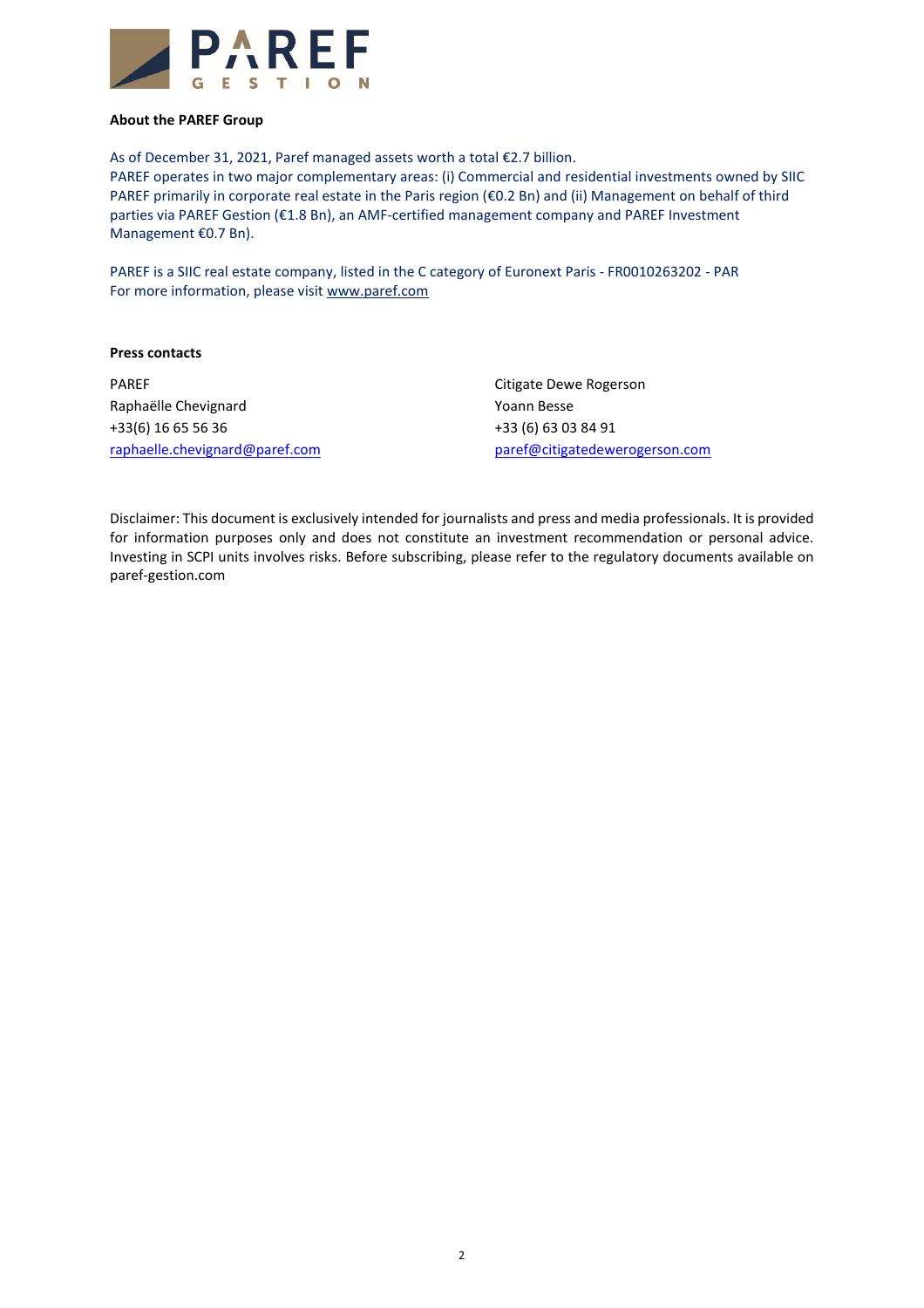**About the PAREF Group**

As of December 31, 2021, Paref managed assets worth a total €2.7 billion.
PAREF operates in two major complementary areas: (i) Commercial and residential investments owned by SIIC PAREF primarily in corporate real estate in the Paris region (€0.2 Bn) and (ii) Management on behalf of third parties via PAREF Gestion (€1.8 Bn), an AMF-certified management company and PAREF Investment Management €0.7 Bn).

PAREF is a SIIC real estate company, listed in the C category of Euronext Paris - FR0010263202 - PAR
For more information, please visit www.paref.com

**Press contacts**

PAREF
Raphaëlle Chevignard
+33(6) 16 65 56 36
raphaelle.chevignard@paref.com

Citigate Dewe Rogerson
Yoann Besse
+33 (6) 63 03 84 91
paref@citigatedewerogerson.com

Disclaimer: This document is exclusively intended for journalists and press and media professionals. It is provided for information purposes only and does not constitute an investment recommendation or personal advice. Investing in SCPI units involves risks. Before subscribing, please refer to the regulatory documents available on paref-gestion.com